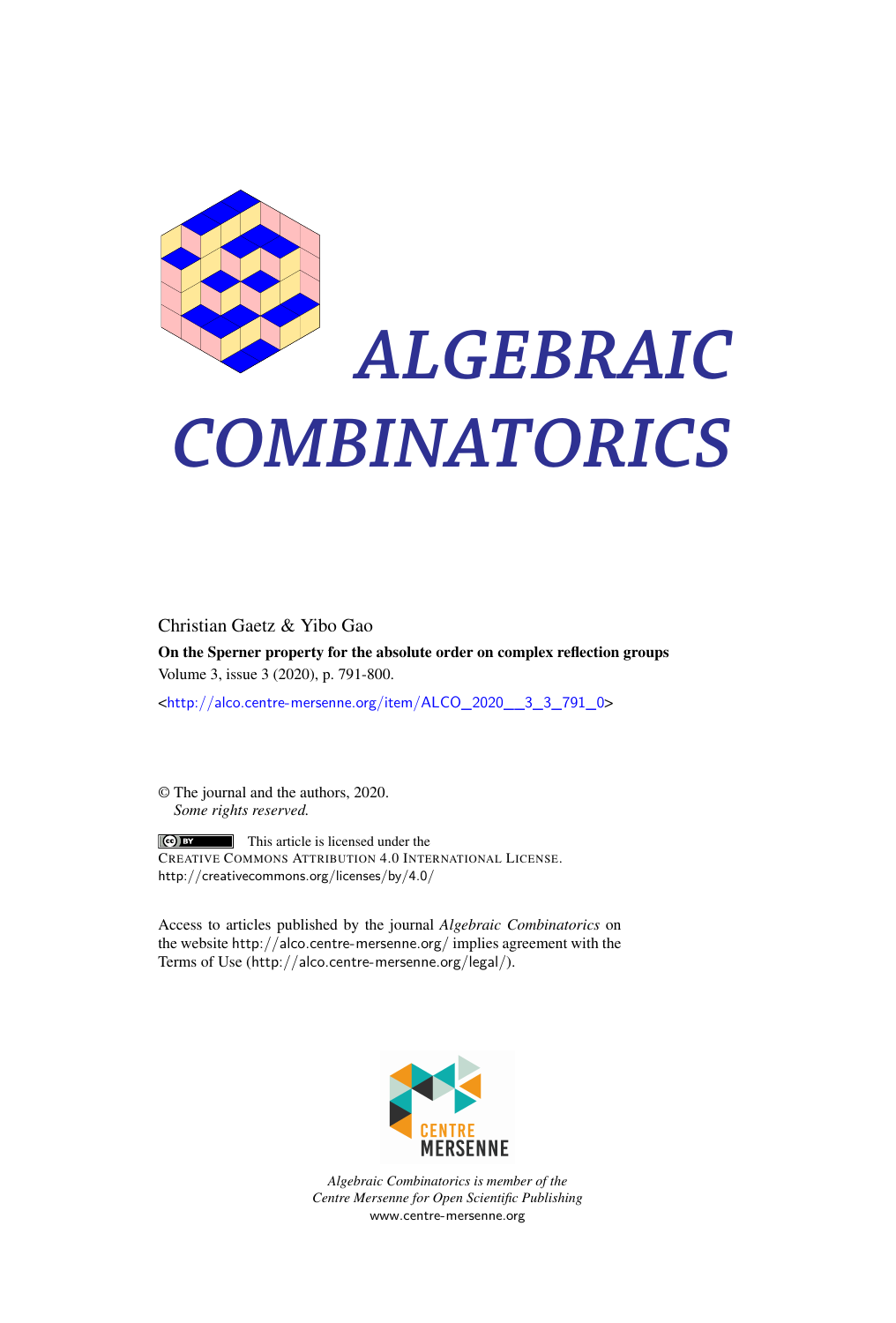# *ALGEBRAIC COMBINATORICS*

Christian Gaetz & Yibo Gao

**On the Sperner property for the absolute order on complex reflection groups**

Volume 3, issue 3 (2020), p. 791-800.

<http://alco.centre-mersenne.org/item/ALCO_2020__3_3_791_0>

© The journal and the authors, 2020.
*Some rights reserved.*

This article is licensed under the
CREATIVE COMMONS ATTRIBUTION 4.0 INTERNATIONAL LICENSE.
http://creativecommons.org/licenses/by/4.0/

Access to articles published by the journal *Algebraic Combinatorics* on the website http://alco.centre-mersenne.org/ implies agreement with the Terms of Use (http://alco.centre-mersenne.org/legal/).

CENTRE MERSENNE

*Algebraic Combinatorics is member of the Centre Mersenne for Open Scientific Publishing*
www.centre-mersenne.org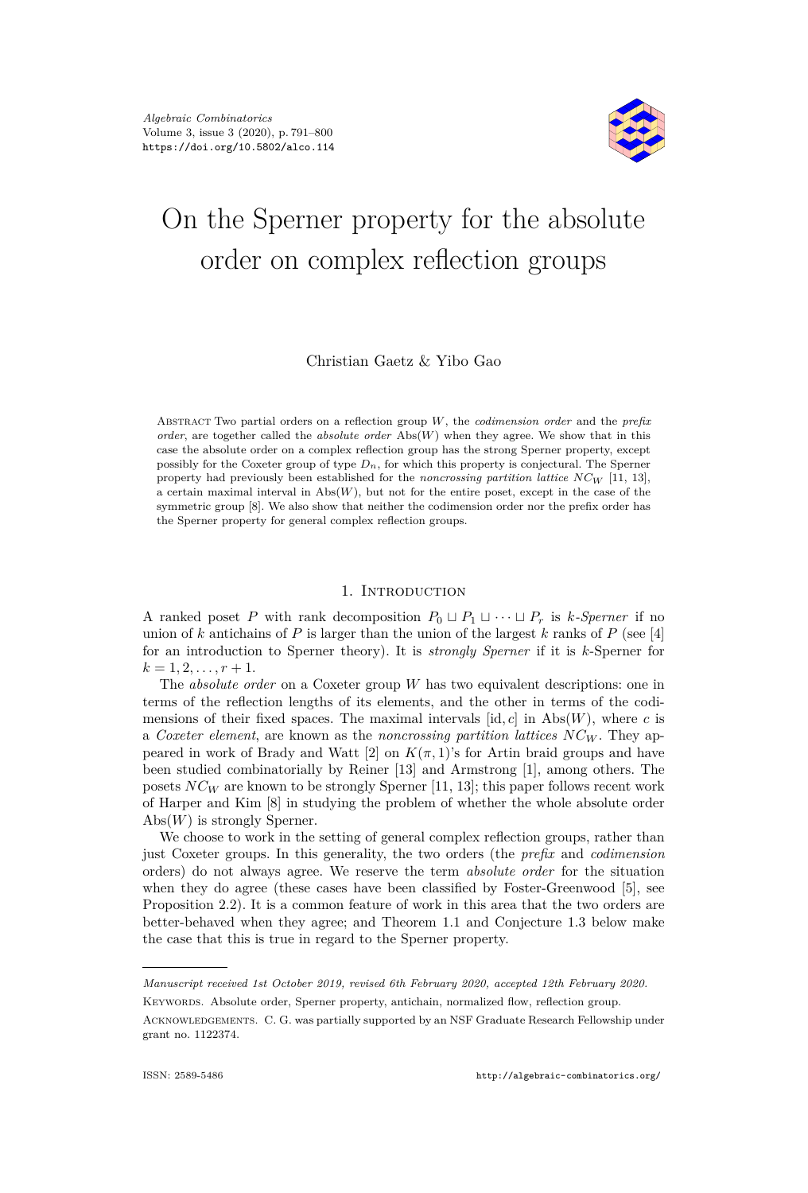Algebraic Combinatorics
Volume 3, issue 3 (2020), p. 791–800
https://doi.org/10.5802/alco.114

# On the Sperner property for the absolute order on complex reflection groups

Christian Gaetz & Yibo Gao

Abstract Two partial orders on a reflection group $W$, the *codimension order* and the *prefix order*, are together called the *absolute order* $\mathrm{Abs}(W)$ when they agree. We show that in this case the absolute order on a complex reflection group has the strong Sperner property, except possibly for the Coxeter group of type $D_n$, for which this property is conjectural. The Sperner property had previously been established for the *noncrossing partition lattice* $NC_W$ [11, 13], a certain maximal interval in $\mathrm{Abs}(W)$, but not for the entire poset, except in the case of the symmetric group [8]. We also show that neither the codimension order nor the prefix order has the Sperner property for general complex reflection groups.

## 1. Introduction

A ranked poset $P$ with rank decomposition $P_0 \sqcup P_1 \sqcup \cdots \sqcup P_r$ is *$k$-Sperner* if no union of $k$ antichains of $P$ is larger than the union of the largest $k$ ranks of $P$ (see [4] for an introduction to Sperner theory). It is *strongly Sperner* if it is $k$-Sperner for $k = 1, 2, \ldots, r+1$.

The *absolute order* on a Coxeter group $W$ has two equivalent descriptions: one in terms of the reflection lengths of its elements, and the other in terms of the codimensions of their fixed spaces. The maximal intervals $[\mathrm{id}, c]$ in $\mathrm{Abs}(W)$, where $c$ is a *Coxeter element*, are known as the *noncrossing partition lattices* $NC_W$. They appeared in work of Brady and Watt [2] on $K(\pi,1)$'s for Artin braid groups and have been studied combinatorially by Reiner [13] and Armstrong [1], among others. The posets $NC_W$ are known to be strongly Sperner [11, 13]; this paper follows recent work of Harper and Kim [8] in studying the problem of whether the whole absolute order $\mathrm{Abs}(W)$ is strongly Sperner.

We choose to work in the setting of general complex reflection groups, rather than just Coxeter groups. In this generality, the two orders (the *prefix* and *codimension* orders) do not always agree. We reserve the term *absolute order* for the situation when they do agree (these cases have been classified by Foster-Greenwood [5], see Proposition 2.2). It is a common feature of work in this area that the two orders are better-behaved when they agree; and Theorem 1.1 and Conjecture 1.3 below make the case that this is true in regard to the Sperner property.

*Manuscript received 1st October 2019, revised 6th February 2020, accepted 12th February 2020.*

Keywords. Absolute order, Sperner property, antichain, normalized flow, reflection group.

Acknowledgements. C. G. was partially supported by an NSF Graduate Research Fellowship under grant no. 1122374.

ISSN: 2589-5486 http://algebraic-combinatorics.org/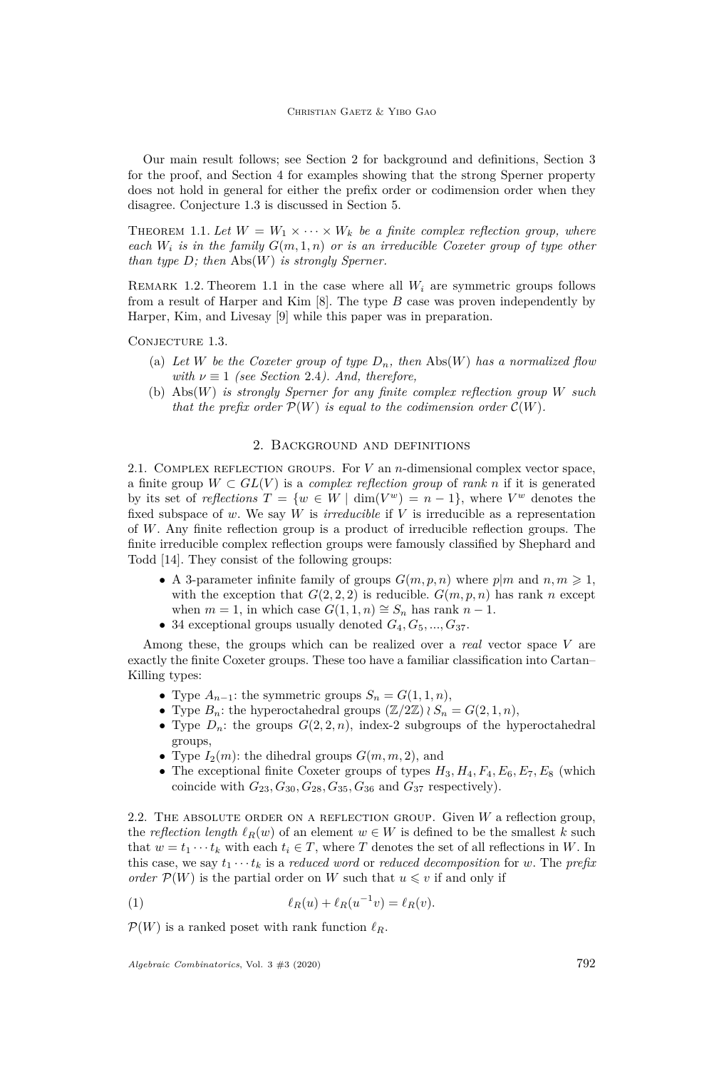Our main result follows; see Section 2 for background and definitions, Section 3 for the proof, and Section 4 for examples showing that the strong Sperner property does not hold in general for either the prefix order or codimension order when they disagree. Conjecture 1.3 is discussed in Section 5.

Theorem 1.1. *Let $W = W_1 \times \cdots \times W_k$ be a finite complex reflection group, where each $W_i$ is in the family $G(m,1,n)$ or is an irreducible Coxeter group of type other than type $D$; then $\mathrm{Abs}(W)$ is strongly Sperner.*

Remark 1.2. Theorem 1.1 in the case where all $W_i$ are symmetric groups follows from a result of Harper and Kim [8]. The type $B$ case was proven independently by Harper, Kim, and Livesay [9] while this paper was in preparation.

Conjecture 1.3.

(a) *Let $W$ be the Coxeter group of type $D_n$, then $\mathrm{Abs}(W)$ has a normalized flow with $\nu \equiv 1$ (see Section 2.4). And, therefore,*

(b) *$\mathrm{Abs}(W)$ is strongly Sperner for any finite complex reflection group $W$ such that the prefix order $\mathcal{P}(W)$ is equal to the codimension order $\mathcal{C}(W)$.*

## 2. Background and definitions

2.1. Complex reflection groups. For $V$ an $n$-dimensional complex vector space, a finite group $W \subset GL(V)$ is a *complex reflection group* of *rank* $n$ if it is generated by its set of *reflections* $T = \{w \in W \mid \dim(V^w) = n-1\}$, where $V^w$ denotes the fixed subspace of $w$. We say $W$ is *irreducible* if $V$ is irreducible as a representation of $W$. Any finite reflection group is a product of irreducible reflection groups. The finite irreducible complex reflection groups were famously classified by Shephard and Todd [14]. They consist of the following groups:

- A 3-parameter infinite family of groups $G(m,p,n)$ where $p|m$ and $n, m \geqslant 1$, with the exception that $G(2,2,2)$ is reducible. $G(m,p,n)$ has rank $n$ except when $m=1$, in which case $G(1,1,n) \cong S_n$ has rank $n-1$.
- 34 exceptional groups usually denoted $G_4, G_5, ..., G_{37}$.

Among these, the groups which can be realized over a *real* vector space $V$ are exactly the finite Coxeter groups. These too have a familiar classification into Cartan–Killing types:

- Type $A_{n-1}$: the symmetric groups $S_n = G(1,1,n)$,
- Type $B_n$: the hyperoctahedral groups $(\mathbb{Z}/2\mathbb{Z}) \wr S_n = G(2,1,n)$,
- Type $D_n$: the groups $G(2,2,n)$, index-2 subgroups of the hyperoctahedral groups,
- Type $I_2(m)$: the dihedral groups $G(m,m,2)$, and
- The exceptional finite Coxeter groups of types $H_3, H_4, F_4, E_6, E_7, E_8$ (which coincide with $G_{23}, G_{30}, G_{28}, G_{35}, G_{36}$ and $G_{37}$ respectively).

2.2. The absolute order on a reflection group. Given $W$ a reflection group, the *reflection length* $\ell_R(w)$ of an element $w \in W$ is defined to be the smallest $k$ such that $w = t_1 \cdots t_k$ with each $t_i \in T$, where $T$ denotes the set of all reflections in $W$. In this case, we say $t_1 \cdots t_k$ is a *reduced word* or *reduced decomposition* for $w$. The *prefix order* $\mathcal{P}(W)$ is the partial order on $W$ such that $u \leqslant v$ if and only if

$$\ell_R(u) + \ell_R(u^{-1}v) = \ell_R(v). \tag{1}$$

$\mathcal{P}(W)$ is a ranked poset with rank function $\ell_R$.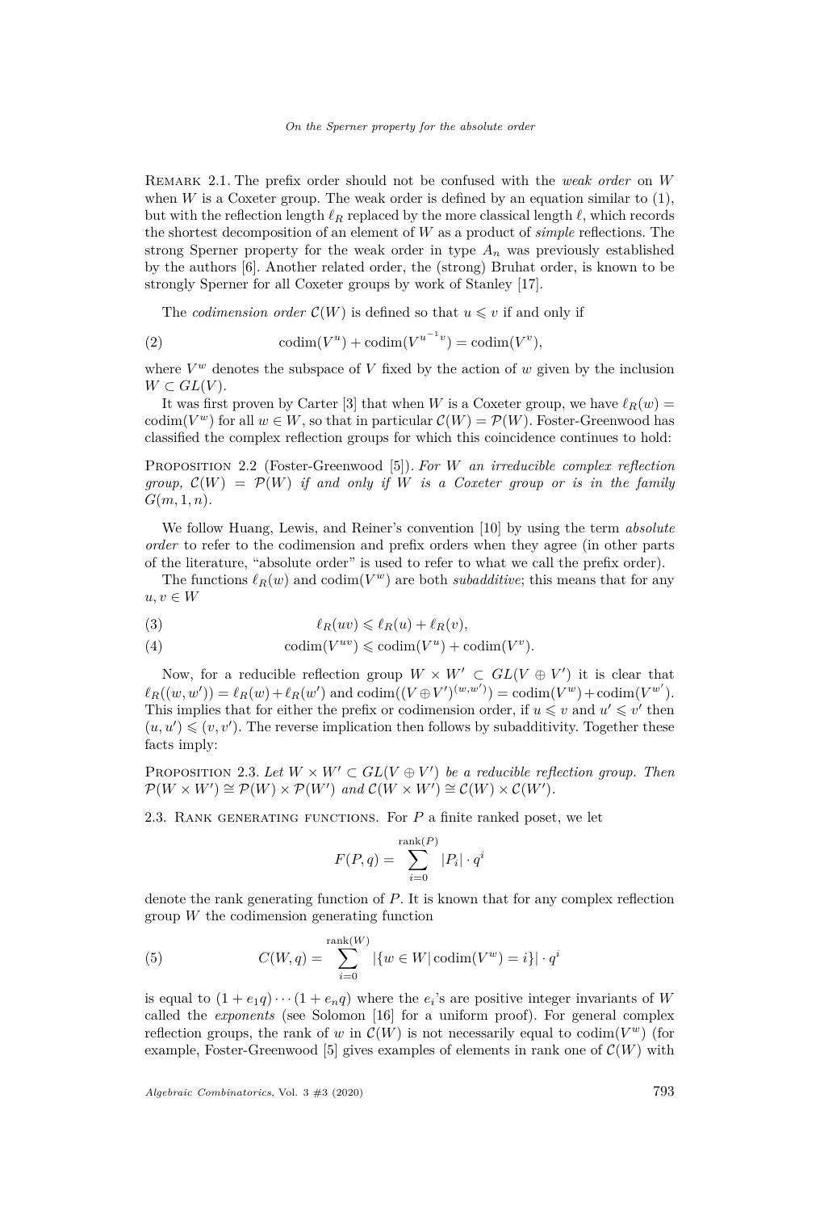Remark 2.1. The prefix order should not be confused with the *weak order* on $W$ when $W$ is a Coxeter group. The weak order is defined by an equation similar to (1), but with the reflection length $\ell_R$ replaced by the more classical length $\ell$, which records the shortest decomposition of an element of $W$ as a product of *simple* reflections. The strong Sperner property for the weak order in type $A_n$ was previously established by the authors [6]. Another related order, the (strong) Bruhat order, is known to be strongly Sperner for all Coxeter groups by work of Stanley [17].

The *codimension order* $\mathcal{C}(W)$ is defined so that $u \leqslant v$ if and only if

$$\operatorname{codim}(V^u) + \operatorname{codim}(V^{u^{-1}v}) = \operatorname{codim}(V^v), \tag{2}$$

where $V^w$ denotes the subspace of $V$ fixed by the action of $w$ given by the inclusion $W \subset GL(V)$.

It was first proven by Carter [3] that when $W$ is a Coxeter group, we have $\ell_R(w) = \operatorname{codim}(V^w)$ for all $w \in W$, so that in particular $\mathcal{C}(W) = \mathcal{P}(W)$. Foster-Greenwood has classified the complex reflection groups for which this coincidence continues to hold:

Proposition 2.2 (Foster-Greenwood [5]). *For $W$ an irreducible complex reflection group, $\mathcal{C}(W) = \mathcal{P}(W)$ if and only if $W$ is a Coxeter group or is in the family $G(m, 1, n)$.*

We follow Huang, Lewis, and Reiner's convention [10] by using the term *absolute order* to refer to the codimension and prefix orders when they agree (in other parts of the literature, "absolute order" is used to refer to what we call the prefix order).

The functions $\ell_R(w)$ and $\operatorname{codim}(V^w)$ are both *subadditive*; this means that for any $u, v \in W$

$$\ell_R(uv) \leqslant \ell_R(u) + \ell_R(v), \tag{3}$$

$$\operatorname{codim}(V^{uv}) \leqslant \operatorname{codim}(V^u) + \operatorname{codim}(V^v). \tag{4}$$

Now, for a reducible reflection group $W \times W' \subset GL(V \oplus V')$ it is clear that $\ell_R((w, w')) = \ell_R(w) + \ell_R(w')$ and $\operatorname{codim}((V \oplus V')^{(w,w')}) = \operatorname{codim}(V^w) + \operatorname{codim}(V^{w'})$. This implies that for either the prefix or codimension order, if $u \leqslant v$ and $u' \leqslant v'$ then $(u, u') \leqslant (v, v')$. The reverse implication then follows by subadditivity. Together these facts imply:

Proposition 2.3. *Let $W \times W' \subset GL(V \oplus V')$ be a reducible reflection group. Then $\mathcal{P}(W \times W') \cong \mathcal{P}(W) \times \mathcal{P}(W')$ and $\mathcal{C}(W \times W') \cong \mathcal{C}(W) \times \mathcal{C}(W')$.*

### 2.3. Rank generating functions.

For $P$ a finite ranked poset, we let

$$F(P, q) = \sum_{i=0}^{\operatorname{rank}(P)} |P_i| \cdot q^i$$

denote the rank generating function of $P$. It is known that for any complex reflection group $W$ the codimension generating function

$$C(W, q) = \sum_{i=0}^{\operatorname{rank}(W)} |\{w \in W \,|\, \operatorname{codim}(V^w) = i\}| \cdot q^i \tag{5}$$

is equal to $(1 + e_1 q) \cdots (1 + e_n q)$ where the $e_i$'s are positive integer invariants of $W$ called the *exponents* (see Solomon [16] for a uniform proof). For general complex reflection groups, the rank of $w$ in $\mathcal{C}(W)$ is not necessarily equal to $\operatorname{codim}(V^w)$ (for example, Foster-Greenwood [5] gives examples of elements in rank one of $\mathcal{C}(W)$ with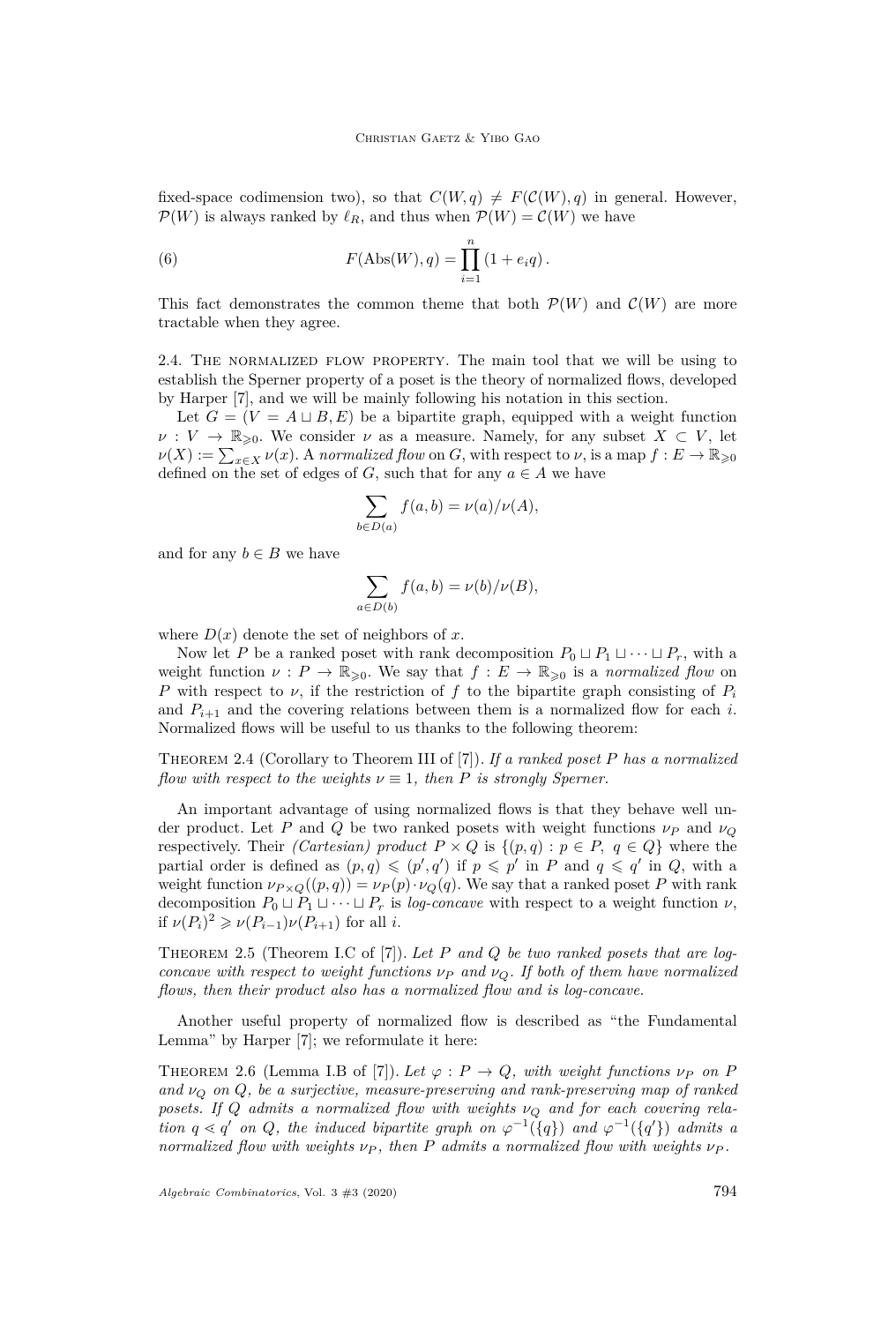fixed-space codimension two), so that $C(W,q) \neq F(\mathcal{C}(W),q)$ in general. However, $\mathcal{P}(W)$ is always ranked by $\ell_R$, and thus when $\mathcal{P}(W) = \mathcal{C}(W)$ we have

$$F(\mathrm{Abs}(W),q) = \prod_{i=1}^{n} (1+e_i q)\,. \tag{6}$$

This fact demonstrates the common theme that both $\mathcal{P}(W)$ and $\mathcal{C}(W)$ are more tractable when they agree.

### 2.4. The normalized flow property.

The main tool that we will be using to establish the Sperner property of a poset is the theory of normalized flows, developed by Harper [7], and we will be mainly following his notation in this section.

Let $G = (V = A \sqcup B, E)$ be a bipartite graph, equipped with a weight function $\nu : V \to \mathbb{R}_{\geqslant 0}$. We consider $\nu$ as a measure. Namely, for any subset $X \subset V$, let $\nu(X) := \sum_{x \in X} \nu(x)$. A *normalized flow* on $G$, with respect to $\nu$, is a map $f : E \to \mathbb{R}_{\geqslant 0}$ defined on the set of edges of $G$, such that for any $a \in A$ we have

$$\sum_{b \in D(a)} f(a,b) = \nu(a)/\nu(A),$$

and for any $b \in B$ we have

$$\sum_{a \in D(b)} f(a,b) = \nu(b)/\nu(B),$$

where $D(x)$ denote the set of neighbors of $x$.

Now let $P$ be a ranked poset with rank decomposition $P_0 \sqcup P_1 \sqcup \cdots \sqcup P_r$, with a weight function $\nu : P \to \mathbb{R}_{\geqslant 0}$. We say that $f : E \to \mathbb{R}_{\geqslant 0}$ is a *normalized flow* on $P$ with respect to $\nu$, if the restriction of $f$ to the bipartite graph consisting of $P_i$ and $P_{i+1}$ and the covering relations between them is a normalized flow for each $i$. Normalized flows will be useful to us thanks to the following theorem:

Theorem 2.4 (Corollary to Theorem III of [7]). *If a ranked poset $P$ has a normalized flow with respect to the weights $\nu \equiv 1$, then $P$ is strongly Sperner.*

An important advantage of using normalized flows is that they behave well under product. Let $P$ and $Q$ be two ranked posets with weight functions $\nu_P$ and $\nu_Q$ respectively. Their *(Cartesian) product* $P \times Q$ is $\{(p,q) : p \in P,\ q \in Q\}$ where the partial order is defined as $(p,q) \leqslant (p',q')$ if $p \leqslant p'$ in $P$ and $q \leqslant q'$ in $Q$, with a weight function $\nu_{P\times Q}((p,q)) = \nu_P(p) \cdot \nu_Q(q)$. We say that a ranked poset $P$ with rank decomposition $P_0 \sqcup P_1 \sqcup \cdots \sqcup P_r$ is *log-concave* with respect to a weight function $\nu$, if $\nu(P_i)^2 \geqslant \nu(P_{i-1})\nu(P_{i+1})$ for all $i$.

Theorem 2.5 (Theorem I.C of [7]). *Let $P$ and $Q$ be two ranked posets that are log-concave with respect to weight functions $\nu_P$ and $\nu_Q$. If both of them have normalized flows, then their product also has a normalized flow and is log-concave.*

Another useful property of normalized flow is described as "the Fundamental Lemma" by Harper [7]; we reformulate it here:

Theorem 2.6 (Lemma I.B of [7]). *Let $\varphi : P \to Q$, with weight functions $\nu_P$ on $P$ and $\nu_Q$ on $Q$, be a surjective, measure-preserving and rank-preserving map of ranked posets. If $Q$ admits a normalized flow with weights $\nu_Q$ and for each covering relation $q \lessdot q'$ on $Q$, the induced bipartite graph on $\varphi^{-1}(\{q\})$ and $\varphi^{-1}(\{q'\})$ admits a normalized flow with weights $\nu_P$, then $P$ admits a normalized flow with weights $\nu_P$.*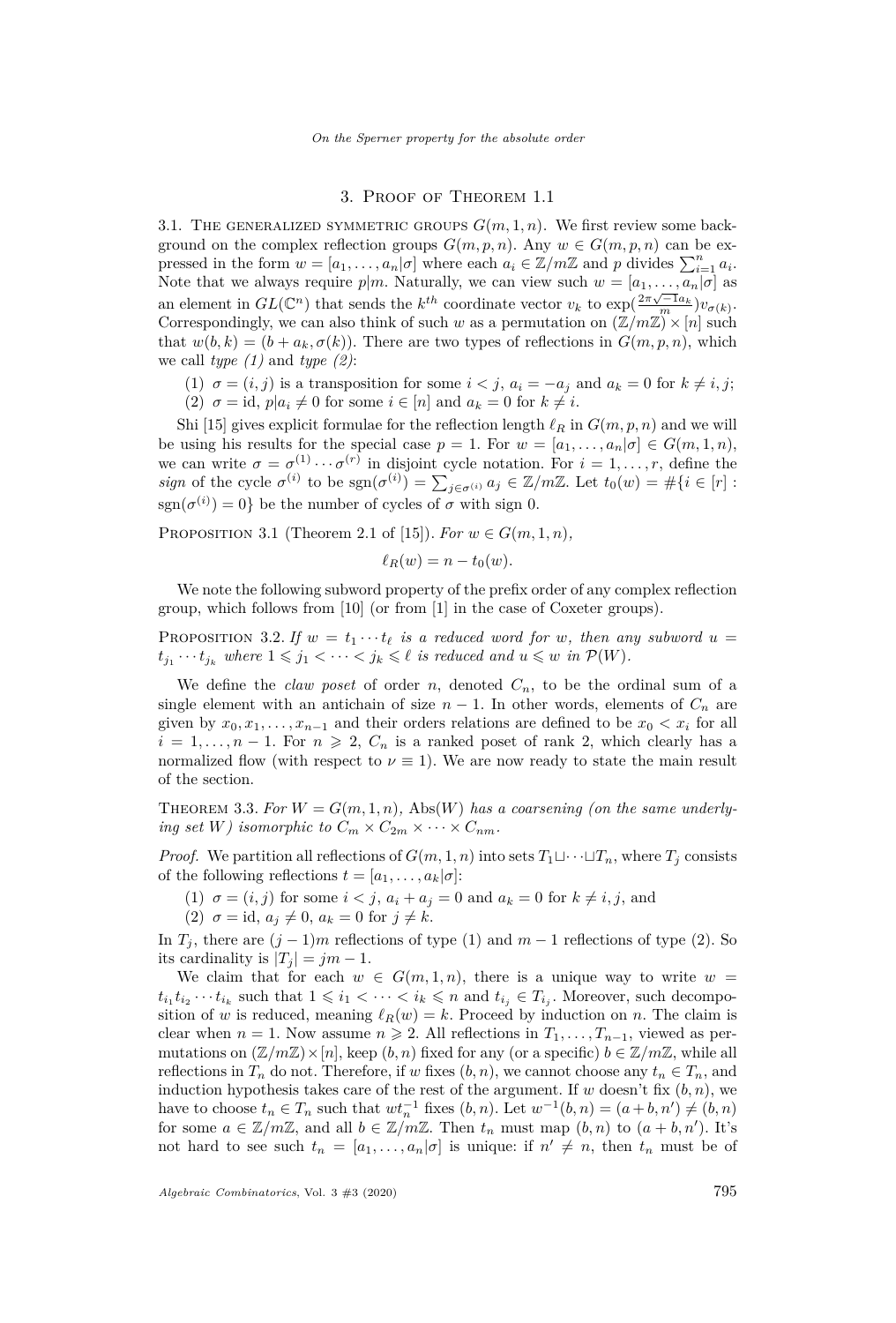## 3. Proof of Theorem 1.1

### 3.1. The generalized symmetric groups $G(m,1,n)$.

We first review some background on the complex reflection groups $G(m,p,n)$. Any $w \in G(m,p,n)$ can be expressed in the form $w = [a_1, \ldots, a_n | \sigma]$ where each $a_i \in \mathbb{Z}/m\mathbb{Z}$ and $p$ divides $\sum_{i=1}^n a_i$. Note that we always require $p|m$. Naturally, we can view such $w = [a_1, \ldots, a_n|\sigma]$ as an element in $GL(\mathbb{C}^n)$ that sends the $k^{th}$ coordinate vector $v_k$ to $\exp(\frac{2\pi\sqrt{-1}a_k}{m}) v_{\sigma(k)}$. Correspondingly, we can also think of such $w$ as a permutation on $(\mathbb{Z}/m\mathbb{Z}) \times [n]$ such that $w(b,k) = (b + a_k, \sigma(k))$. There are two types of reflections in $G(m,p,n)$, which we call *type (1)* and *type (2)*:

(1) $\sigma = (i,j)$ is a transposition for some $i<j$, $a_i = -a_j$ and $a_k = 0$ for $k \neq i,j$;
(2) $\sigma = \mathrm{id}$, $p|a_i \neq 0$ for some $i \in [n]$ and $a_k = 0$ for $k \neq i$.

Shi [15] gives explicit formulae for the reflection length $\ell_R$ in $G(m,p,n)$ and we will be using his results for the special case $p=1$. For $w = [a_1, \ldots, a_n|\sigma] \in G(m,1,n)$, we can write $\sigma = \sigma^{(1)} \cdots \sigma^{(r)}$ in disjoint cycle notation. For $i = 1, \ldots, r$, define the *sign* of the cycle $\sigma^{(i)}$ to be $\mathrm{sgn}(\sigma^{(i)}) = \sum_{j \in \sigma^{(i)}} a_j \in \mathbb{Z}/m\mathbb{Z}$. Let $t_0(w) = \#\{i \in [r] : \mathrm{sgn}(\sigma^{(i)}) = 0\}$ be the number of cycles of $\sigma$ with sign 0.

Proposition 3.1 (Theorem 2.1 of [15]). *For $w \in G(m,1,n)$,*

$$\ell_R(w) = n - t_0(w).$$

We note the following subword property of the prefix order of any complex reflection group, which follows from [10] (or from [1] in the case of Coxeter groups).

Proposition 3.2. *If $w = t_1 \cdots t_\ell$ is a reduced word for $w$, then any subword $u = t_{j_1} \cdots t_{j_k}$ where $1 \leqslant j_1 < \cdots < j_k \leqslant \ell$ is reduced and $u \leqslant w$ in $\mathcal{P}(W)$.*

We define the *claw poset* of order $n$, denoted $C_n$, to be the ordinal sum of a single element with an antichain of size $n-1$. In other words, elements of $C_n$ are given by $x_0, x_1, \ldots, x_{n-1}$ and their orders relations are defined to be $x_0 < x_i$ for all $i = 1, \ldots, n-1$. For $n \geqslant 2$, $C_n$ is a ranked poset of rank 2, which clearly has a normalized flow (with respect to $\nu \equiv 1$). We are now ready to state the main result of the section.

Theorem 3.3. *For $W = G(m,1,n)$, $\mathrm{Abs}(W)$ has a coarsening (on the same underlying set $W$) isomorphic to $C_m \times C_{2m} \times \cdots \times C_{nm}$.*

*Proof.* We partition all reflections of $G(m,1,n)$ into sets $T_1 \sqcup \cdots \sqcup T_n$, where $T_j$ consists of the following reflections $t = [a_1, \ldots, a_k|\sigma]$:

(1) $\sigma = (i,j)$ for some $i<j$, $a_i + a_j = 0$ and $a_k = 0$ for $k \neq i,j$, and
(2) $\sigma = \mathrm{id}$, $a_j \neq 0$, $a_k = 0$ for $j \neq k$.

In $T_j$, there are $(j-1)m$ reflections of type (1) and $m-1$ reflections of type (2). So its cardinality is $|T_j| = jm - 1$.

We claim that for each $w \in G(m,1,n)$, there is a unique way to write $w = t_{i_1} t_{i_2} \cdots t_{i_k}$ such that $1 \leqslant i_1 < \cdots < i_k \leqslant n$ and $t_{i_j} \in T_{i_j}$. Moreover, such decomposition of $w$ is reduced, meaning $\ell_R(w) = k$. Proceed by induction on $n$. The claim is clear when $n=1$. Now assume $n \geqslant 2$. All reflections in $T_1, \ldots, T_{n-1}$, viewed as permutations on $(\mathbb{Z}/m\mathbb{Z}) \times [n]$, keep $(b,n)$ fixed for any (or a specific) $b \in \mathbb{Z}/m\mathbb{Z}$, while all reflections in $T_n$ do not. Therefore, if $w$ fixes $(b,n)$, we cannot choose any $t_n \in T_n$, and induction hypothesis takes care of the rest of the argument. If $w$ doesn't fix $(b,n)$, we have to choose $t_n \in T_n$ such that $wt_n^{-1}$ fixes $(b,n)$. Let $w^{-1}(b,n) = (a+b, n') \neq (b,n)$ for some $a \in \mathbb{Z}/m\mathbb{Z}$, and all $b \in \mathbb{Z}/m\mathbb{Z}$. Then $t_n$ must map $(b,n)$ to $(a+b, n')$. It's not hard to see such $t_n = [a_1, \ldots, a_n|\sigma]$ is unique: if $n' \neq n$, then $t_n$ must be of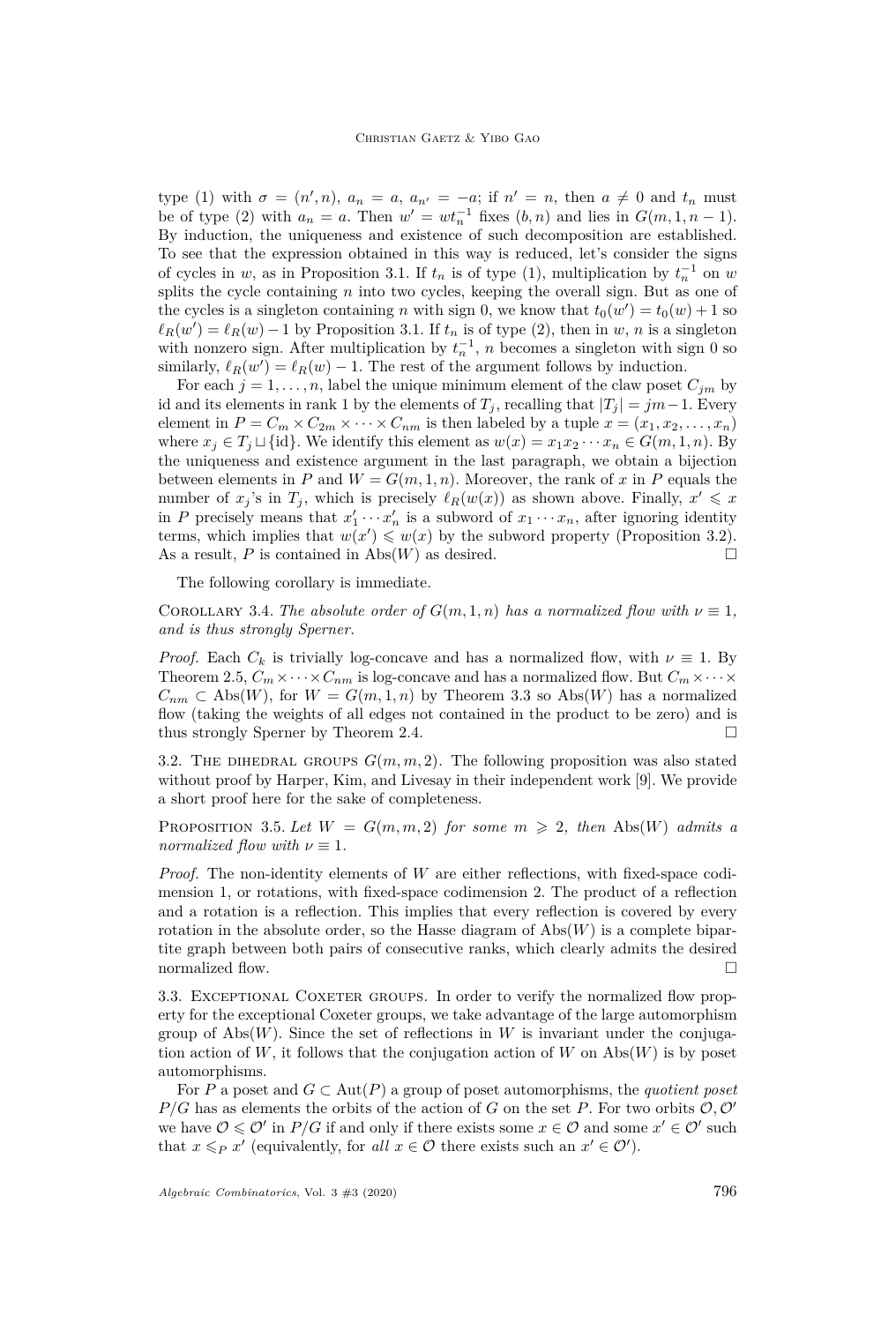type (1) with $\sigma = (n', n)$, $a_n = a$, $a_{n'} = -a$; if $n' = n$, then $a \neq 0$ and $t_n$ must be of type (2) with $a_n = a$. Then $w' = wt_n^{-1}$ fixes $(b, n)$ and lies in $G(m, 1, n-1)$. By induction, the uniqueness and existence of such decomposition are established. To see that the expression obtained in this way is reduced, let's consider the signs of cycles in $w$, as in Proposition 3.1. If $t_n$ is of type (1), multiplication by $t_n^{-1}$ on $w$ splits the cycle containing $n$ into two cycles, keeping the overall sign. But as one of the cycles is a singleton containing $n$ with sign 0, we know that $t_0(w') = t_0(w) + 1$ so $\ell_R(w') = \ell_R(w) - 1$ by Proposition 3.1. If $t_n$ is of type (2), then in $w$, $n$ is a singleton with nonzero sign. After multiplication by $t_n^{-1}$, $n$ becomes a singleton with sign 0 so similarly, $\ell_R(w') = \ell_R(w) - 1$. The rest of the argument follows by induction.

For each $j = 1, \ldots, n$, label the unique minimum element of the claw poset $C_{jm}$ by id and its elements in rank 1 by the elements of $T_j$, recalling that $|T_j| = jm-1$. Every element in $P = C_m \times C_{2m} \times \cdots \times C_{nm}$ is then labeled by a tuple $x = (x_1, x_2, \ldots, x_n)$ where $x_j \in T_j \sqcup \{\mathrm{id}\}$. We identify this element as $w(x) = x_1 x_2 \cdots x_n \in G(m, 1, n)$. By the uniqueness and existence argument in the last paragraph, we obtain a bijection between elements in $P$ and $W = G(m, 1, n)$. Moreover, the rank of $x$ in $P$ equals the number of $x_j$'s in $T_j$, which is precisely $\ell_R(w(x))$ as shown above. Finally, $x' \leqslant x$ in $P$ precisely means that $x'_1 \cdots x'_n$ is a subword of $x_1 \cdots x_n$, after ignoring identity terms, which implies that $w(x') \leqslant w(x)$ by the subword property (Proposition 3.2). As a result, $P$ is contained in $\mathrm{Abs}(W)$ as desired. □

The following corollary is immediate.

Corollary 3.4. *The absolute order of $G(m, 1, n)$ has a normalized flow with $\nu \equiv 1$, and is thus strongly Sperner.*

*Proof.* Each $C_k$ is trivially log-concave and has a normalized flow, with $\nu \equiv 1$. By Theorem 2.5, $C_m \times \cdots \times C_{nm}$ is log-concave and has a normalized flow. But $C_m \times \cdots \times C_{nm} \subset \mathrm{Abs}(W)$, for $W = G(m, 1, n)$ by Theorem 3.3 so $\mathrm{Abs}(W)$ has a normalized flow (taking the weights of all edges not contained in the product to be zero) and is thus strongly Sperner by Theorem 2.4. □

## 3.2. The dihedral groups $G(m, m, 2)$.

The following proposition was also stated without proof by Harper, Kim, and Livesay in their independent work [9]. We provide a short proof here for the sake of completeness.

Proposition 3.5. *Let $W = G(m, m, 2)$ for some $m \geqslant 2$, then $\mathrm{Abs}(W)$ admits a normalized flow with $\nu \equiv 1$.*

*Proof.* The non-identity elements of $W$ are either reflections, with fixed-space codimension 1, or rotations, with fixed-space codimension 2. The product of a reflection and a rotation is a reflection. This implies that every reflection is covered by every rotation in the absolute order, so the Hasse diagram of $\mathrm{Abs}(W)$ is a complete bipartite graph between both pairs of consecutive ranks, which clearly admits the desired normalized flow. □

## 3.3. Exceptional Coxeter groups.

In order to verify the normalized flow property for the exceptional Coxeter groups, we take advantage of the large automorphism group of $\mathrm{Abs}(W)$. Since the set of reflections in $W$ is invariant under the conjugation action of $W$, it follows that the conjugation action of $W$ on $\mathrm{Abs}(W)$ is by poset automorphisms.

For $P$ a poset and $G \subset \mathrm{Aut}(P)$ a group of poset automorphisms, the *quotient poset* $P/G$ has as elements the orbits of the action of $G$ on the set $P$. For two orbits $\mathcal{O}, \mathcal{O}'$ we have $\mathcal{O} \leqslant \mathcal{O}'$ in $P/G$ if and only if there exists some $x \in \mathcal{O}$ and some $x' \in \mathcal{O}'$ such that $x \leqslant_P x'$ (equivalently, for *all* $x \in \mathcal{O}$ there exists such an $x' \in \mathcal{O}'$).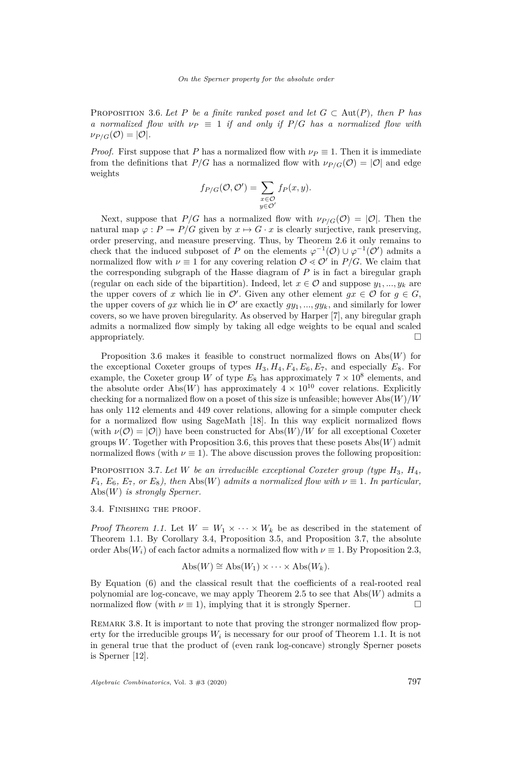Proposition 3.6. *Let $P$ be a finite ranked poset and let $G \subset \mathrm{Aut}(P)$, then $P$ has a normalized flow with $\nu_P \equiv 1$ if and only if $P/G$ has a normalized flow with $\nu_{P/G}(\mathcal{O}) = |\mathcal{O}|$.*

*Proof.* First suppose that $P$ has a normalized flow with $\nu_P \equiv 1$. Then it is immediate from the definitions that $P/G$ has a normalized flow with $\nu_{P/G}(\mathcal{O}) = |\mathcal{O}|$ and edge weights

$$f_{P/G}(\mathcal{O}, \mathcal{O}') = \sum_{\substack{x \in \mathcal{O} \\ y \in \mathcal{O}'}} f_P(x, y).$$

Next, suppose that $P/G$ has a normalized flow with $\nu_{P/G}(\mathcal{O}) = |\mathcal{O}|$. Then the natural map $\varphi : P \twoheadrightarrow P/G$ given by $x \mapsto G \cdot x$ is clearly surjective, rank preserving, order preserving, and measure preserving. Thus, by Theorem 2.6 it only remains to check that the induced subposet of $P$ on the elements $\varphi^{-1}(\mathcal{O}) \cup \varphi^{-1}(\mathcal{O}')$ admits a normalized flow with $\nu \equiv 1$ for any covering relation $\mathcal{O} \lessdot \mathcal{O}'$ in $P/G$. We claim that the corresponding subgraph of the Hasse diagram of $P$ is in fact a biregular graph (regular on each side of the bipartition). Indeed, let $x \in \mathcal{O}$ and suppose $y_1, ..., y_k$ are the upper covers of $x$ which lie in $\mathcal{O}'$. Given any other element $gx \in \mathcal{O}$ for $g \in G$, the upper covers of $gx$ which lie in $\mathcal{O}'$ are exactly $gy_1, ..., gy_k$, and similarly for lower covers, so we have proven biregularity. As observed by Harper [7], any biregular graph admits a normalized flow simply by taking all edge weights to be equal and scaled appropriately. $\square$

Proposition 3.6 makes it feasible to construct normalized flows on $\mathrm{Abs}(W)$ for the exceptional Coxeter groups of types $H_3, H_4, F_4, E_6, E_7$, and especially $E_8$. For example, the Coxeter group $W$ of type $E_8$ has approximately $7 \times 10^8$ elements, and the absolute order $\mathrm{Abs}(W)$ has approximately $4 \times 10^{10}$ cover relations. Explicitly checking for a normalized flow on a poset of this size is unfeasible; however $\mathrm{Abs}(W)/W$ has only 112 elements and 449 cover relations, allowing for a simple computer check for a normalized flow using SageMath [18]. In this way explicit normalized flows (with $\nu(\mathcal{O}) = |\mathcal{O}|$) have been constructed for $\mathrm{Abs}(W)/W$ for all exceptional Coxeter groups $W$. Together with Proposition 3.6, this proves that these posets $\mathrm{Abs}(W)$ admit normalized flows (with $\nu \equiv 1$). The above discussion proves the following proposition:

Proposition 3.7. *Let $W$ be an irreducible exceptional Coxeter group (type $H_3$, $H_4$, $F_4$, $E_6$, $E_7$, or $E_8$), then $\mathrm{Abs}(W)$ admits a normalized flow with $\nu \equiv 1$. In particular, $\mathrm{Abs}(W)$ is strongly Sperner.*

### 3.4. Finishing the proof.

*Proof Theorem 1.1.* Let $W = W_1 \times \cdots \times W_k$ be as described in the statement of Theorem 1.1. By Corollary 3.4, Proposition 3.5, and Proposition 3.7, the absolute order $\mathrm{Abs}(W_i)$ of each factor admits a normalized flow with $\nu \equiv 1$. By Proposition 2.3,

$$\mathrm{Abs}(W) \cong \mathrm{Abs}(W_1) \times \cdots \times \mathrm{Abs}(W_k).$$

By Equation (6) and the classical result that the coefficients of a real-rooted real polynomial are log-concave, we may apply Theorem 2.5 to see that $\mathrm{Abs}(W)$ admits a normalized flow (with $\nu \equiv 1$), implying that it is strongly Sperner. $\square$

Remark 3.8. It is important to note that proving the stronger normalized flow property for the irreducible groups $W_i$ is necessary for our proof of Theorem 1.1. It is not in general true that the product of (even rank log-concave) strongly Sperner posets is Sperner [12].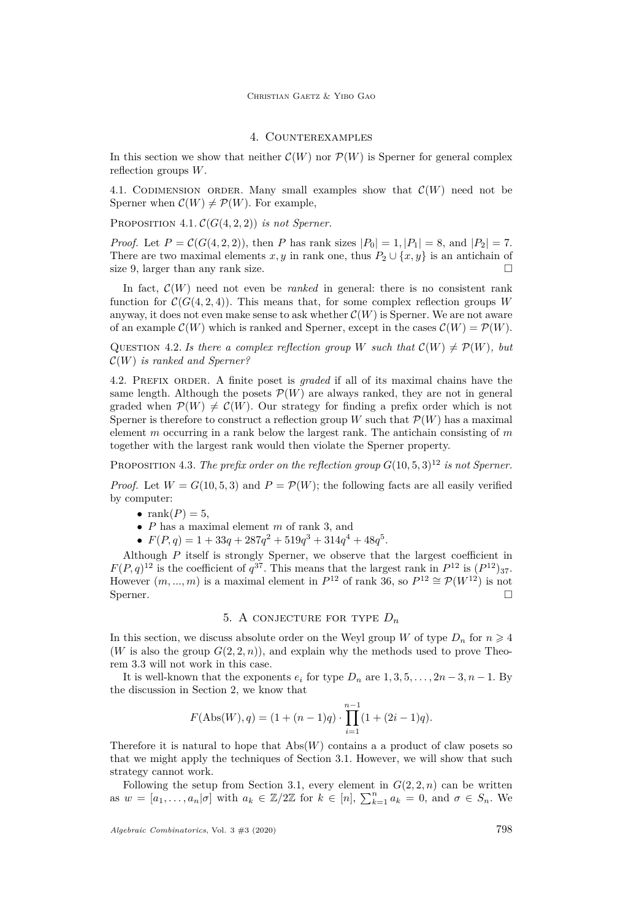## 4. Counterexamples

In this section we show that neither $\mathcal{C}(W)$ nor $\mathcal{P}(W)$ is Sperner for general complex reflection groups $W$.

### 4.1. Codimension order.

Many small examples show that $\mathcal{C}(W)$ need not be Sperner when $\mathcal{C}(W) \neq \mathcal{P}(W)$. For example,

Proposition 4.1. *$\mathcal{C}(G(4,2,2))$ is not Sperner.*

*Proof.* Let $P = \mathcal{C}(G(4,2,2))$, then $P$ has rank sizes $|P_0| = 1, |P_1| = 8$, and $|P_2| = 7$. There are two maximal elements $x, y$ in rank one, thus $P_2 \cup \{x, y\}$ is an antichain of size 9, larger than any rank size. □

In fact, $\mathcal{C}(W)$ need not even be *ranked* in general: there is no consistent rank function for $\mathcal{C}(G(4,2,4))$. This means that, for some complex reflection groups $W$ anyway, it does not even make sense to ask whether $\mathcal{C}(W)$ is Sperner. We are not aware of an example $\mathcal{C}(W)$ which is ranked and Sperner, except in the cases $\mathcal{C}(W) = \mathcal{P}(W)$.

Question 4.2. *Is there a complex reflection group $W$ such that $\mathcal{C}(W) \neq \mathcal{P}(W)$, but $\mathcal{C}(W)$ is ranked and Sperner?*

### 4.2. Prefix order.

A finite poset is *graded* if all of its maximal chains have the same length. Although the posets $\mathcal{P}(W)$ are always ranked, they are not in general graded when $\mathcal{P}(W) \neq \mathcal{C}(W)$. Our strategy for finding a prefix order which is not Sperner is therefore to construct a reflection group $W$ such that $\mathcal{P}(W)$ has a maximal element $m$ occurring in a rank below the largest rank. The antichain consisting of $m$ together with the largest rank would then violate the Sperner property.

Proposition 4.3. *The prefix order on the reflection group $G(10,5,3)^{12}$ is not Sperner.*

*Proof.* Let $W = G(10,5,3)$ and $P = \mathcal{P}(W)$; the following facts are all easily verified by computer:

- $\text{rank}(P) = 5$,
- $P$ has a maximal element $m$ of rank 3, and
- $F(P,q) = 1 + 33q + 287q^2 + 519q^3 + 314q^4 + 48q^5$.

Although $P$ itself is strongly Sperner, we observe that the largest coefficient in $F(P,q)^{12}$ is the coefficient of $q^{37}$. This means that the largest rank in $P^{12}$ is $(P^{12})_{37}$. However $(m, ..., m)$ is a maximal element in $P^{12}$ of rank 36, so $P^{12} \cong \mathcal{P}(W^{12})$ is not Sperner. □

## 5. A conjecture for type $D_n$

In this section, we discuss absolute order on the Weyl group $W$ of type $D_n$ for $n \geqslant 4$ ($W$ is also the group $G(2,2,n)$), and explain why the methods used to prove Theorem 3.3 will not work in this case.

It is well-known that the exponents $e_i$ for type $D_n$ are $1, 3, 5, \ldots, 2n-3, n-1$. By the discussion in Section 2, we know that

$$F(\text{Abs}(W), q) = (1 + (n-1)q) \cdot \prod_{i=1}^{n-1} (1 + (2i-1)q).$$

Therefore it is natural to hope that $\text{Abs}(W)$ contains a a product of claw posets so that we might apply the techniques of Section 3.1. However, we will show that such strategy cannot work.

Following the setup from Section 3.1, every element in $G(2,2,n)$ can be written as $w = [a_1, \ldots, a_n | \sigma]$ with $a_k \in \mathbb{Z}/2\mathbb{Z}$ for $k \in [n]$, $\sum_{k=1}^{n} a_k = 0$, and $\sigma \in S_n$. We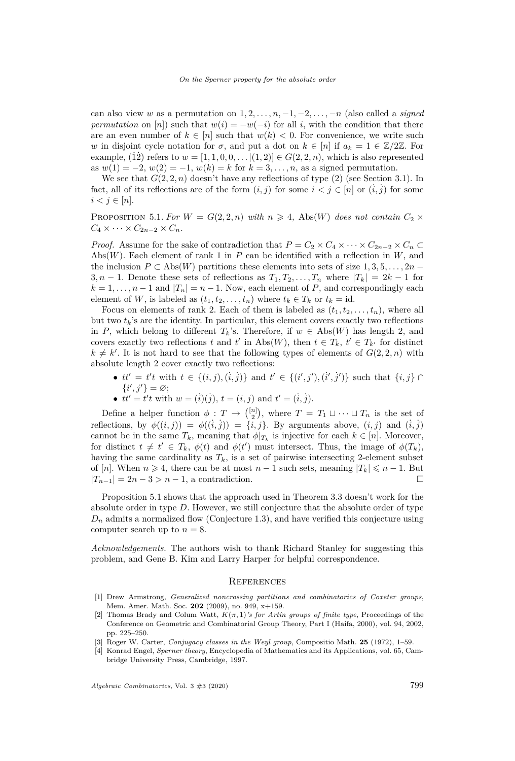can also view $w$ as a permutation on $1, 2, \ldots, n, -1, -2, \ldots, -n$ (also called a *signed permutation* on $[n]$) such that $w(i) = -w(-i)$ for all $i$, with the condition that there are an even number of $k \in [n]$ such that $w(k) < 0$. For convenience, we write such $w$ in disjoint cycle notation for $\sigma$, and put a dot on $k \in [n]$ if $a_k = 1 \in \mathbb{Z}/2\mathbb{Z}$. For example, $(\dot{1}\dot{2})$ refers to $w = [1, 1, 0, 0, \ldots | (1, 2)] \in G(2, 2, n)$, which is also represented as $w(1) = -2$, $w(2) = -1$, $w(k) = k$ for $k = 3, \ldots, n$, as a signed permutation.

We see that $G(2, 2, n)$ doesn't have any reflections of type (2) (see Section 3.1). In fact, all of its reflections are of the form $(i, j)$ for some $i < j \in [n]$ or $(\dot{i}, \dot{j})$ for some $i < j \in [n]$.

Proposition 5.1. *For $W = G(2, 2, n)$ with $n \geqslant 4$, $\mathrm{Abs}(W)$ does not contain $C_2 \times C_4 \times \cdots \times C_{2n-2} \times C_n$.*

*Proof.* Assume for the sake of contradiction that $P = C_2 \times C_4 \times \cdots \times C_{2n-2} \times C_n \subset \mathrm{Abs}(W)$. Each element of rank 1 in $P$ can be identified with a reflection in $W$, and the inclusion $P \subset \mathrm{Abs}(W)$ partitions these elements into sets of size $1, 3, 5, \ldots, 2n-3, n-1$. Denote these sets of reflections as $T_1, T_2, \ldots, T_n$ where $|T_k| = 2k - 1$ for $k = 1, \ldots, n-1$ and $|T_n| = n - 1$. Now, each element of $P$, and correspondingly each element of $W$, is labeled as $(t_1, t_2, \ldots, t_n)$ where $t_k \in T_k$ or $t_k = \mathrm{id}$.

Focus on elements of rank 2. Each of them is labeled as $(t_1, t_2, \ldots, t_n)$, where all but two $t_k$'s are the identity. In particular, this element covers exactly two reflections in $P$, which belong to different $T_k$'s. Therefore, if $w \in \mathrm{Abs}(W)$ has length 2, and covers exactly two reflections $t$ and $t'$ in $\mathrm{Abs}(W)$, then $t \in T_k$, $t' \in T_{k'}$ for distinct $k \neq k'$. It is not hard to see that the following types of elements of $G(2, 2, n)$ with absolute length 2 cover exactly two reflections:

- $tt' = t't$ with $t \in \{(i, j), (\dot{i}, \dot{j})\}$ and $t' \in \{(i', j'), (\dot{i}', \dot{j}')\}$ such that $\{i, j\} \cap \{i', j'\} = \varnothing$;
- $tt' = t't$ with $w = (\dot{i})(\dot{j})$, $t = (i, j)$ and $t' = (\dot{i}, \dot{j})$.

Define a helper function $\phi : T \to \binom{[n]}{2}$, where $T = T_1 \sqcup \cdots \sqcup T_n$ is the set of reflections, by $\phi((i, j)) = \phi((\dot{i}, \dot{j})) = \{i, j\}$. By arguments above, $(i, j)$ and $(\dot{i}, \dot{j})$ cannot be in the same $T_k$, meaning that $\phi|_{T_k}$ is injective for each $k \in [n]$. Moreover, for distinct $t \neq t' \in T_k$, $\phi(t)$ and $\phi(t')$ must intersect. Thus, the image of $\phi(T_k)$, having the same cardinality as $T_k$, is a set of pairwise intersecting 2-element subset of $[n]$. When $n \geqslant 4$, there can be at most $n - 1$ such sets, meaning $|T_k| \leqslant n - 1$. But $|T_{n-1}| = 2n - 3 > n - 1$, a contradiction. $\square$

Proposition 5.1 shows that the approach used in Theorem 3.3 doesn't work for the absolute order in type $D$. However, we still conjecture that the absolute order of type $D_n$ admits a normalized flow (Conjecture 1.3), and have verified this conjecture using computer search up to $n = 8$.

*Acknowledgements.* The authors wish to thank Richard Stanley for suggesting this problem, and Gene B. Kim and Larry Harper for helpful correspondence.

## References

[1] Drew Armstrong, *Generalized noncrossing partitions and combinatorics of Coxeter groups*, Mem. Amer. Math. Soc. **202** (2009), no. 949, x+159.

[2] Thomas Brady and Colum Watt, *$K(\pi, 1)$'s for Artin groups of finite type*, Proceedings of the Conference on Geometric and Combinatorial Group Theory, Part I (Haifa, 2000), vol. 94, 2002, pp. 225–250.

[3] Roger W. Carter, *Conjugacy classes in the Weyl group*, Compositio Math. **25** (1972), 1–59.

[4] Konrad Engel, *Sperner theory*, Encyclopedia of Mathematics and its Applications, vol. 65, Cambridge University Press, Cambridge, 1997.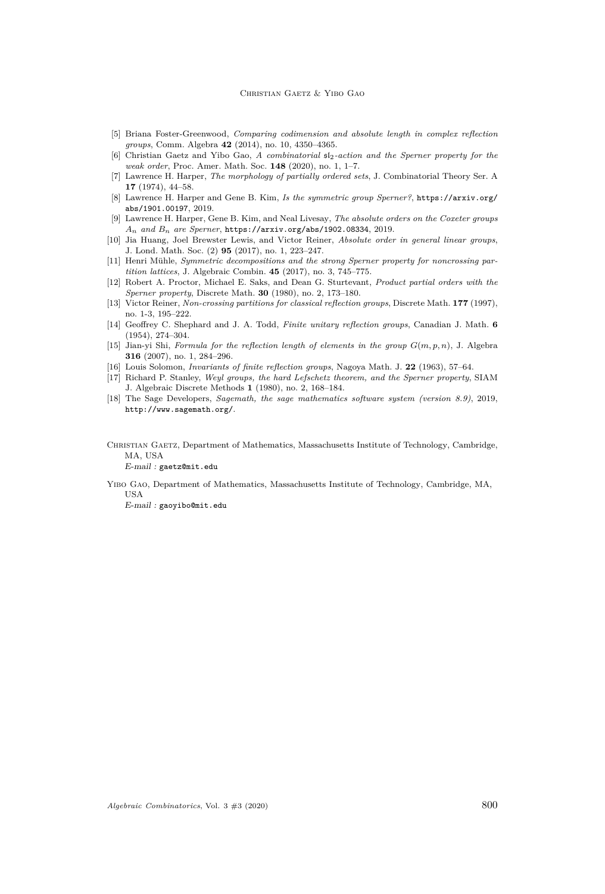[5] Briana Foster-Greenwood, *Comparing codimension and absolute length in complex reflection groups*, Comm. Algebra **42** (2014), no. 10, 4350–4365.

[6] Christian Gaetz and Yibo Gao, *A combinatorial $\mathfrak{sl}_2$-action and the Sperner property for the weak order*, Proc. Amer. Math. Soc. **148** (2020), no. 1, 1–7.

[7] Lawrence H. Harper, *The morphology of partially ordered sets*, J. Combinatorial Theory Ser. A **17** (1974), 44–58.

[8] Lawrence H. Harper and Gene B. Kim, *Is the symmetric group Sperner?*, https://arxiv.org/abs/1901.00197, 2019.

[9] Lawrence H. Harper, Gene B. Kim, and Neal Livesay, *The absolute orders on the Coxeter groups $A_n$ and $B_n$ are Sperner*, https://arxiv.org/abs/1902.08334, 2019.

[10] Jia Huang, Joel Brewster Lewis, and Victor Reiner, *Absolute order in general linear groups*, J. Lond. Math. Soc. (2) **95** (2017), no. 1, 223–247.

[11] Henri Mühle, *Symmetric decompositions and the strong Sperner property for noncrossing partition lattices*, J. Algebraic Combin. **45** (2017), no. 3, 745–775.

[12] Robert A. Proctor, Michael E. Saks, and Dean G. Sturtevant, *Product partial orders with the Sperner property*, Discrete Math. **30** (1980), no. 2, 173–180.

[13] Victor Reiner, *Non-crossing partitions for classical reflection groups*, Discrete Math. **177** (1997), no. 1-3, 195–222.

[14] Geoffrey C. Shephard and J. A. Todd, *Finite unitary reflection groups*, Canadian J. Math. **6** (1954), 274–304.

[15] Jian-yi Shi, *Formula for the reflection length of elements in the group $G(m, p, n)$*, J. Algebra **316** (2007), no. 1, 284–296.

[16] Louis Solomon, *Invariants of finite reflection groups*, Nagoya Math. J. **22** (1963), 57–64.

[17] Richard P. Stanley, *Weyl groups, the hard Lefschetz theorem, and the Sperner property*, SIAM J. Algebraic Discrete Methods **1** (1980), no. 2, 168–184.

[18] The Sage Developers, *Sagemath, the sage mathematics software system (version 8.9)*, 2019, http://www.sagemath.org/.

Christian Gaetz, Department of Mathematics, Massachusetts Institute of Technology, Cambridge, MA, USA
*E-mail :* gaetz@mit.edu

Yibo Gao, Department of Mathematics, Massachusetts Institute of Technology, Cambridge, MA, USA
*E-mail :* gaoyibo@mit.edu